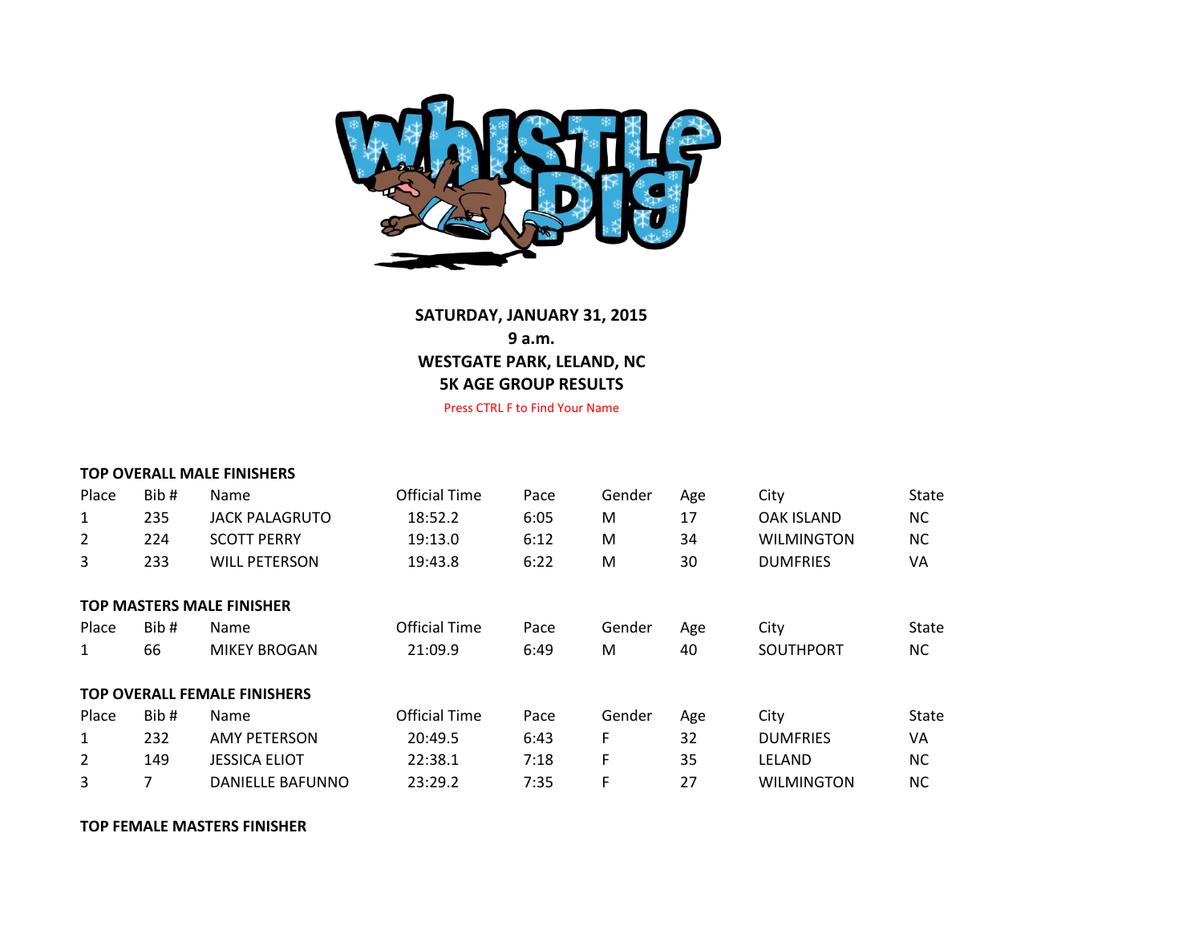**SATURDAY, JANUARY 31, 2015**

**9 a.m.**

**WESTGATE PARK, LELAND, NC**

**5K AGE GROUP RESULTS**

Press CTRL F to Find Your Name

**TOP OVERALL MALE FINISHERS**

| Place | Bib # | Name | Official Time | Pace | Gender | Age | City | State |
|---|---|---|---|---|---|---|---|---|
| 1 | 235 | JACK PALAGRUTO | 18:52.2 | 6:05 | M | 17 | OAK ISLAND | NC |
| 2 | 224 | SCOTT PERRY | 19:13.0 | 6:12 | M | 34 | WILMINGTON | NC |
| 3 | 233 | WILL PETERSON | 19:43.8 | 6:22 | M | 30 | DUMFRIES | VA |

**TOP MASTERS MALE FINISHER**

| Place | Bib # | Name | Official Time | Pace | Gender | Age | City | State |
|---|---|---|---|---|---|---|---|---|
| 1 | 66 | MIKEY BROGAN | 21:09.9 | 6:49 | M | 40 | SOUTHPORT | NC |

**TOP OVERALL FEMALE FINISHERS**

| Place | Bib # | Name | Official Time | Pace | Gender | Age | City | State |
|---|---|---|---|---|---|---|---|---|
| 1 | 232 | AMY PETERSON | 20:49.5 | 6:43 | F | 32 | DUMFRIES | VA |
| 2 | 149 | JESSICA ELIOT | 22:38.1 | 7:18 | F | 35 | LELAND | NC |
| 3 | 7 | DANIELLE BAFUNNO | 23:29.2 | 7:35 | F | 27 | WILMINGTON | NC |

**TOP FEMALE MASTERS FINISHER**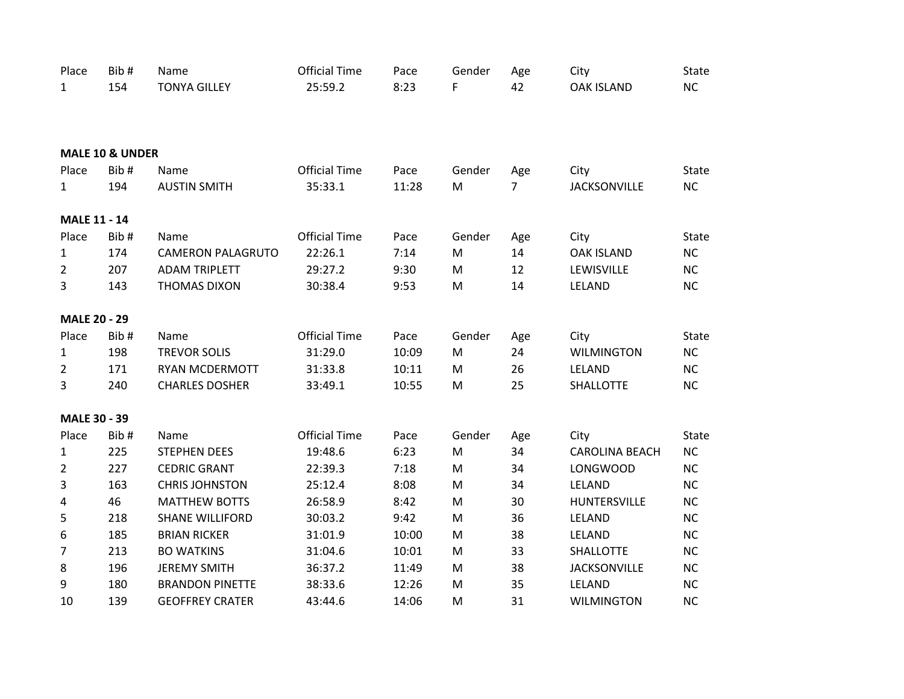| Place | Bib # | Name | Official Time | Pace | Gender | Age | City | State |
|---|---|---|---|---|---|---|---|---|
| 1 | 154 | TONYA GILLEY | 25:59.2 | 8:23 | F | 42 | OAK ISLAND | NC |

**MALE 10 & UNDER**

| Place | Bib # | Name | Official Time | Pace | Gender | Age | City | State |
|---|---|---|---|---|---|---|---|---|
| 1 | 194 | AUSTIN SMITH | 35:33.1 | 11:28 | M | 7 | JACKSONVILLE | NC |

**MALE 11 - 14**

| Place | Bib # | Name | Official Time | Pace | Gender | Age | City | State |
|---|---|---|---|---|---|---|---|---|
| 1 | 174 | CAMERON PALAGRUTO | 22:26.1 | 7:14 | M | 14 | OAK ISLAND | NC |
| 2 | 207 | ADAM TRIPLETT | 29:27.2 | 9:30 | M | 12 | LEWISVILLE | NC |
| 3 | 143 | THOMAS DIXON | 30:38.4 | 9:53 | M | 14 | LELAND | NC |

**MALE 20 - 29**

| Place | Bib # | Name | Official Time | Pace | Gender | Age | City | State |
|---|---|---|---|---|---|---|---|---|
| 1 | 198 | TREVOR SOLIS | 31:29.0 | 10:09 | M | 24 | WILMINGTON | NC |
| 2 | 171 | RYAN MCDERMOTT | 31:33.8 | 10:11 | M | 26 | LELAND | NC |
| 3 | 240 | CHARLES DOSHER | 33:49.1 | 10:55 | M | 25 | SHALLOTTE | NC |

**MALE 30 - 39**

| Place | Bib # | Name | Official Time | Pace | Gender | Age | City | State |
|---|---|---|---|---|---|---|---|---|
| 1 | 225 | STEPHEN DEES | 19:48.6 | 6:23 | M | 34 | CAROLINA BEACH | NC |
| 2 | 227 | CEDRIC GRANT | 22:39.3 | 7:18 | M | 34 | LONGWOOD | NC |
| 3 | 163 | CHRIS JOHNSTON | 25:12.4 | 8:08 | M | 34 | LELAND | NC |
| 4 | 46 | MATTHEW BOTTS | 26:58.9 | 8:42 | M | 30 | HUNTERSVILLE | NC |
| 5 | 218 | SHANE WILLIFORD | 30:03.2 | 9:42 | M | 36 | LELAND | NC |
| 6 | 185 | BRIAN RICKER | 31:01.9 | 10:00 | M | 38 | LELAND | NC |
| 7 | 213 | BO WATKINS | 31:04.6 | 10:01 | M | 33 | SHALLOTTE | NC |
| 8 | 196 | JEREMY SMITH | 36:37.2 | 11:49 | M | 38 | JACKSONVILLE | NC |
| 9 | 180 | BRANDON PINETTE | 38:33.6 | 12:26 | M | 35 | LELAND | NC |
| 10 | 139 | GEOFFREY CRATER | 43:44.6 | 14:06 | M | 31 | WILMINGTON | NC |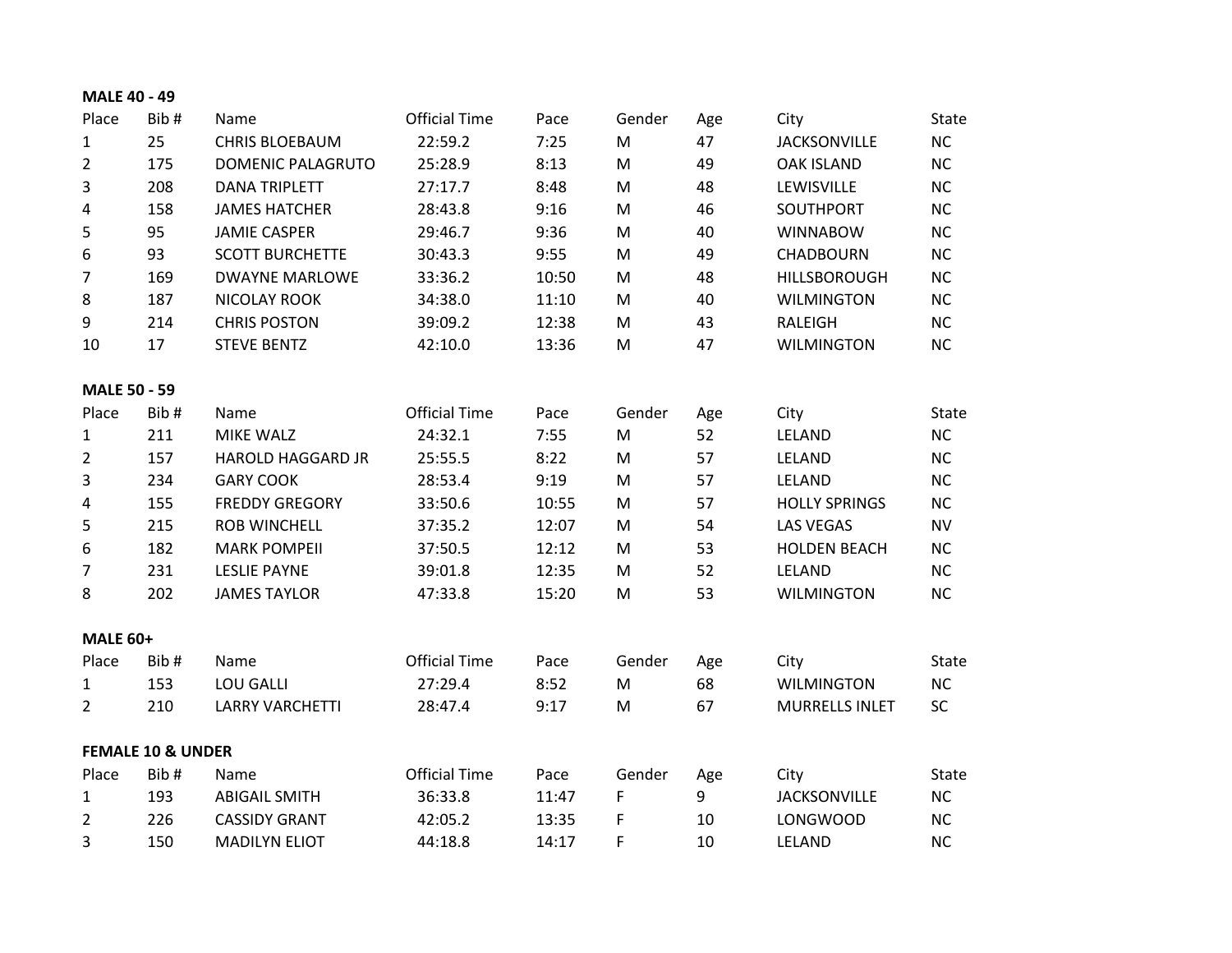**MALE 40 - 49**

| Place | Bib # | Name | Official Time | Pace | Gender | Age | City | State |
|---|---|---|---|---|---|---|---|---|
| 1 | 25 | CHRIS BLOEBAUM | 22:59.2 | 7:25 | M | 47 | JACKSONVILLE | NC |
| 2 | 175 | DOMENIC PALAGRUTO | 25:28.9 | 8:13 | M | 49 | OAK ISLAND | NC |
| 3 | 208 | DANA TRIPLETT | 27:17.7 | 8:48 | M | 48 | LEWISVILLE | NC |
| 4 | 158 | JAMES HATCHER | 28:43.8 | 9:16 | M | 46 | SOUTHPORT | NC |
| 5 | 95 | JAMIE CASPER | 29:46.7 | 9:36 | M | 40 | WINNABOW | NC |
| 6 | 93 | SCOTT BURCHETTE | 30:43.3 | 9:55 | M | 49 | CHADBOURN | NC |
| 7 | 169 | DWAYNE MARLOWE | 33:36.2 | 10:50 | M | 48 | HILLSBOROUGH | NC |
| 8 | 187 | NICOLAY ROOK | 34:38.0 | 11:10 | M | 40 | WILMINGTON | NC |
| 9 | 214 | CHRIS POSTON | 39:09.2 | 12:38 | M | 43 | RALEIGH | NC |
| 10 | 17 | STEVE BENTZ | 42:10.0 | 13:36 | M | 47 | WILMINGTON | NC |

**MALE 50 - 59**

| Place | Bib # | Name | Official Time | Pace | Gender | Age | City | State |
|---|---|---|---|---|---|---|---|---|
| 1 | 211 | MIKE WALZ | 24:32.1 | 7:55 | M | 52 | LELAND | NC |
| 2 | 157 | HAROLD HAGGARD JR | 25:55.5 | 8:22 | M | 57 | LELAND | NC |
| 3 | 234 | GARY COOK | 28:53.4 | 9:19 | M | 57 | LELAND | NC |
| 4 | 155 | FREDDY GREGORY | 33:50.6 | 10:55 | M | 57 | HOLLY SPRINGS | NC |
| 5 | 215 | ROB WINCHELL | 37:35.2 | 12:07 | M | 54 | LAS VEGAS | NV |
| 6 | 182 | MARK POMPEII | 37:50.5 | 12:12 | M | 53 | HOLDEN BEACH | NC |
| 7 | 231 | LESLIE PAYNE | 39:01.8 | 12:35 | M | 52 | LELAND | NC |
| 8 | 202 | JAMES TAYLOR | 47:33.8 | 15:20 | M | 53 | WILMINGTON | NC |

**MALE 60+**

| Place | Bib # | Name | Official Time | Pace | Gender | Age | City | State |
|---|---|---|---|---|---|---|---|---|
| 1 | 153 | LOU GALLI | 27:29.4 | 8:52 | M | 68 | WILMINGTON | NC |
| 2 | 210 | LARRY VARCHETTI | 28:47.4 | 9:17 | M | 67 | MURRELLS INLET | SC |

**FEMALE 10 & UNDER**

| Place | Bib # | Name | Official Time | Pace | Gender | Age | City | State |
|---|---|---|---|---|---|---|---|---|
| 1 | 193 | ABIGAIL SMITH | 36:33.8 | 11:47 | F | 9 | JACKSONVILLE | NC |
| 2 | 226 | CASSIDY GRANT | 42:05.2 | 13:35 | F | 10 | LONGWOOD | NC |
| 3 | 150 | MADILYN ELIOT | 44:18.8 | 14:17 | F | 10 | LELAND | NC |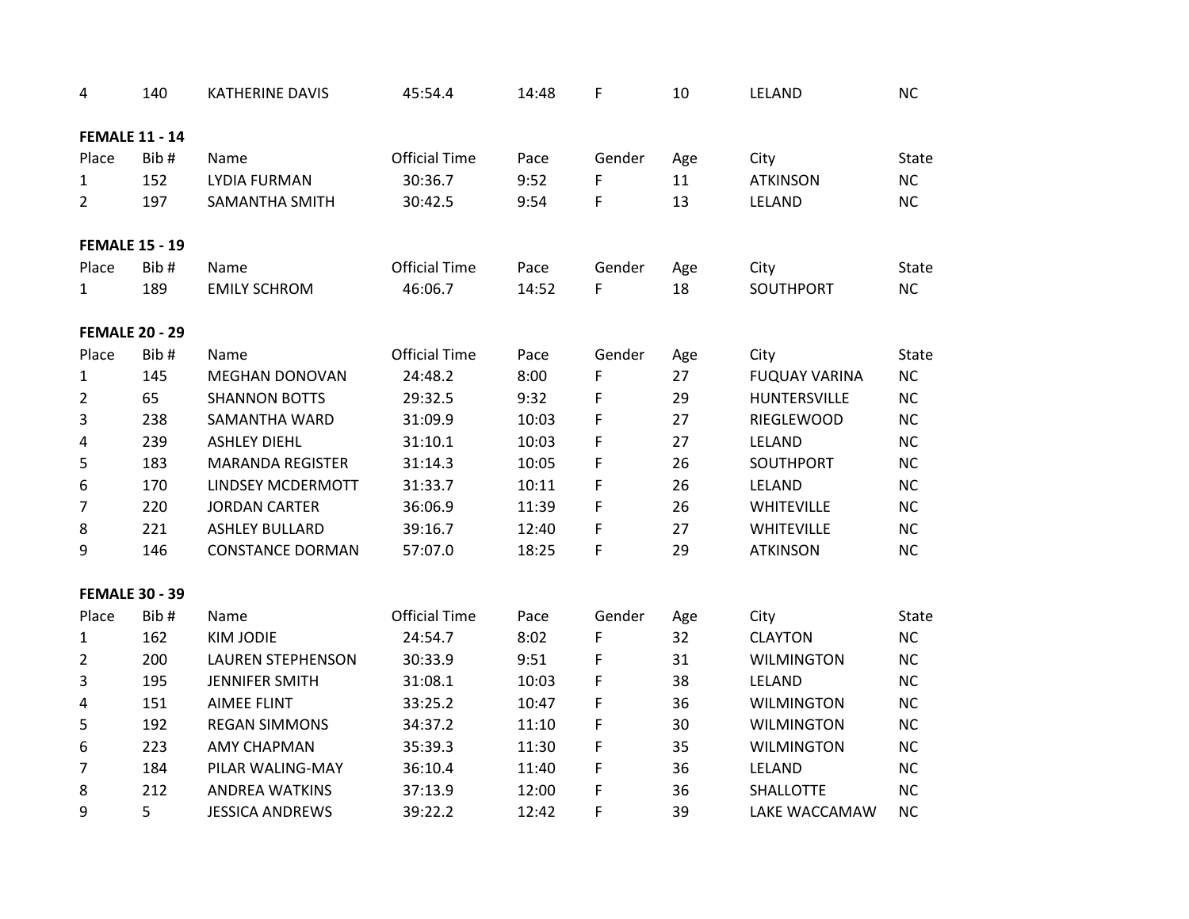| 4 | 140 | KATHERINE DAVIS | 45:54.4 | 14:48 | F | 10 | LELAND | NC |
|---|---|---|---|---|---|---|---|---|

**FEMALE 11 - 14**

| Place | Bib # | Name | Official Time | Pace | Gender | Age | City | State |
|---|---|---|---|---|---|---|---|---|
| 1 | 152 | LYDIA FURMAN | 30:36.7 | 9:52 | F | 11 | ATKINSON | NC |
| 2 | 197 | SAMANTHA SMITH | 30:42.5 | 9:54 | F | 13 | LELAND | NC |

**FEMALE 15 - 19**

| Place | Bib # | Name | Official Time | Pace | Gender | Age | City | State |
|---|---|---|---|---|---|---|---|---|
| 1 | 189 | EMILY SCHROM | 46:06.7 | 14:52 | F | 18 | SOUTHPORT | NC |

**FEMALE 20 - 29**

| Place | Bib # | Name | Official Time | Pace | Gender | Age | City | State |
|---|---|---|---|---|---|---|---|---|
| 1 | 145 | MEGHAN DONOVAN | 24:48.2 | 8:00 | F | 27 | FUQUAY VARINA | NC |
| 2 | 65 | SHANNON BOTTS | 29:32.5 | 9:32 | F | 29 | HUNTERSVILLE | NC |
| 3 | 238 | SAMANTHA WARD | 31:09.9 | 10:03 | F | 27 | RIEGLEWOOD | NC |
| 4 | 239 | ASHLEY DIEHL | 31:10.1 | 10:03 | F | 27 | LELAND | NC |
| 5 | 183 | MARANDA REGISTER | 31:14.3 | 10:05 | F | 26 | SOUTHPORT | NC |
| 6 | 170 | LINDSEY MCDERMOTT | 31:33.7 | 10:11 | F | 26 | LELAND | NC |
| 7 | 220 | JORDAN CARTER | 36:06.9 | 11:39 | F | 26 | WHITEVILLE | NC |
| 8 | 221 | ASHLEY BULLARD | 39:16.7 | 12:40 | F | 27 | WHITEVILLE | NC |
| 9 | 146 | CONSTANCE DORMAN | 57:07.0 | 18:25 | F | 29 | ATKINSON | NC |

**FEMALE 30 - 39**

| Place | Bib # | Name | Official Time | Pace | Gender | Age | City | State |
|---|---|---|---|---|---|---|---|---|
| 1 | 162 | KIM JODIE | 24:54.7 | 8:02 | F | 32 | CLAYTON | NC |
| 2 | 200 | LAUREN STEPHENSON | 30:33.9 | 9:51 | F | 31 | WILMINGTON | NC |
| 3 | 195 | JENNIFER SMITH | 31:08.1 | 10:03 | F | 38 | LELAND | NC |
| 4 | 151 | AIMEE FLINT | 33:25.2 | 10:47 | F | 36 | WILMINGTON | NC |
| 5 | 192 | REGAN SIMMONS | 34:37.2 | 11:10 | F | 30 | WILMINGTON | NC |
| 6 | 223 | AMY CHAPMAN | 35:39.3 | 11:30 | F | 35 | WILMINGTON | NC |
| 7 | 184 | PILAR WALING-MAY | 36:10.4 | 11:40 | F | 36 | LELAND | NC |
| 8 | 212 | ANDREA WATKINS | 37:13.9 | 12:00 | F | 36 | SHALLOTTE | NC |
| 9 | 5 | JESSICA ANDREWS | 39:22.2 | 12:42 | F | 39 | LAKE WACCAMAW | NC |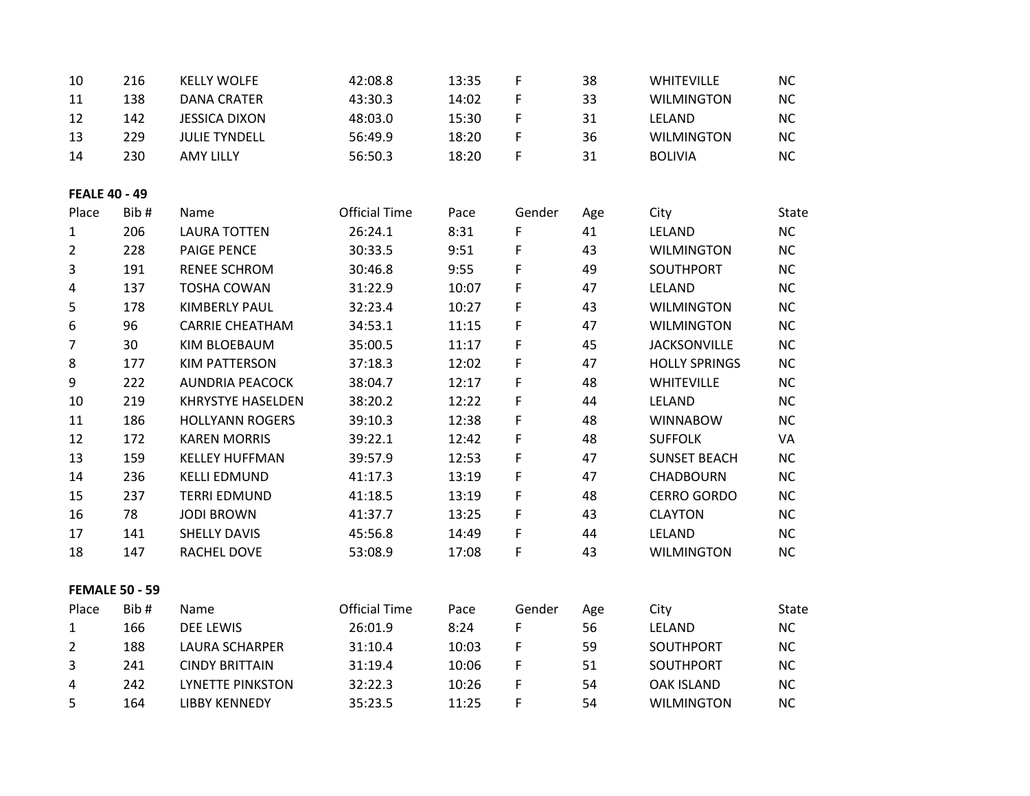| Place | Bib # | Name | Official Time | Pace | Gender | Age | City | State |
|---|---|---|---|---|---|---|---|---|
| 10 | 216 | KELLY WOLFE | 42:08.8 | 13:35 | F | 38 | WHITEVILLE | NC |
| 11 | 138 | DANA CRATER | 43:30.3 | 14:02 | F | 33 | WILMINGTON | NC |
| 12 | 142 | JESSICA DIXON | 48:03.0 | 15:30 | F | 31 | LELAND | NC |
| 13 | 229 | JULIE TYNDELL | 56:49.9 | 18:20 | F | 36 | WILMINGTON | NC |
| 14 | 230 | AMY LILLY | 56:50.3 | 18:20 | F | 31 | BOLIVIA | NC |

**FEALE 40 - 49**

| Place | Bib # | Name | Official Time | Pace | Gender | Age | City | State |
|---|---|---|---|---|---|---|---|---|
| 1 | 206 | LAURA TOTTEN | 26:24.1 | 8:31 | F | 41 | LELAND | NC |
| 2 | 228 | PAIGE PENCE | 30:33.5 | 9:51 | F | 43 | WILMINGTON | NC |
| 3 | 191 | RENEE SCHROM | 30:46.8 | 9:55 | F | 49 | SOUTHPORT | NC |
| 4 | 137 | TOSHA COWAN | 31:22.9 | 10:07 | F | 47 | LELAND | NC |
| 5 | 178 | KIMBERLY PAUL | 32:23.4 | 10:27 | F | 43 | WILMINGTON | NC |
| 6 | 96 | CARRIE CHEATHAM | 34:53.1 | 11:15 | F | 47 | WILMINGTON | NC |
| 7 | 30 | KIM BLOEBAUM | 35:00.5 | 11:17 | F | 45 | JACKSONVILLE | NC |
| 8 | 177 | KIM PATTERSON | 37:18.3 | 12:02 | F | 47 | HOLLY SPRINGS | NC |
| 9 | 222 | AUNDRIA PEACOCK | 38:04.7 | 12:17 | F | 48 | WHITEVILLE | NC |
| 10 | 219 | KHRYSTYE HASELDEN | 38:20.2 | 12:22 | F | 44 | LELAND | NC |
| 11 | 186 | HOLLYANN ROGERS | 39:10.3 | 12:38 | F | 48 | WINNABOW | NC |
| 12 | 172 | KAREN MORRIS | 39:22.1 | 12:42 | F | 48 | SUFFOLK | VA |
| 13 | 159 | KELLEY HUFFMAN | 39:57.9 | 12:53 | F | 47 | SUNSET BEACH | NC |
| 14 | 236 | KELLI EDMUND | 41:17.3 | 13:19 | F | 47 | CHADBOURN | NC |
| 15 | 237 | TERRI EDMUND | 41:18.5 | 13:19 | F | 48 | CERRO GORDO | NC |
| 16 | 78 | JODI BROWN | 41:37.7 | 13:25 | F | 43 | CLAYTON | NC |
| 17 | 141 | SHELLY DAVIS | 45:56.8 | 14:49 | F | 44 | LELAND | NC |
| 18 | 147 | RACHEL DOVE | 53:08.9 | 17:08 | F | 43 | WILMINGTON | NC |

**FEMALE 50 - 59**

| Place | Bib # | Name | Official Time | Pace | Gender | Age | City | State |
|---|---|---|---|---|---|---|---|---|
| 1 | 166 | DEE LEWIS | 26:01.9 | 8:24 | F | 56 | LELAND | NC |
| 2 | 188 | LAURA SCHARPER | 31:10.4 | 10:03 | F | 59 | SOUTHPORT | NC |
| 3 | 241 | CINDY BRITTAIN | 31:19.4 | 10:06 | F | 51 | SOUTHPORT | NC |
| 4 | 242 | LYNETTE PINKSTON | 32:22.3 | 10:26 | F | 54 | OAK ISLAND | NC |
| 5 | 164 | LIBBY KENNEDY | 35:23.5 | 11:25 | F | 54 | WILMINGTON | NC |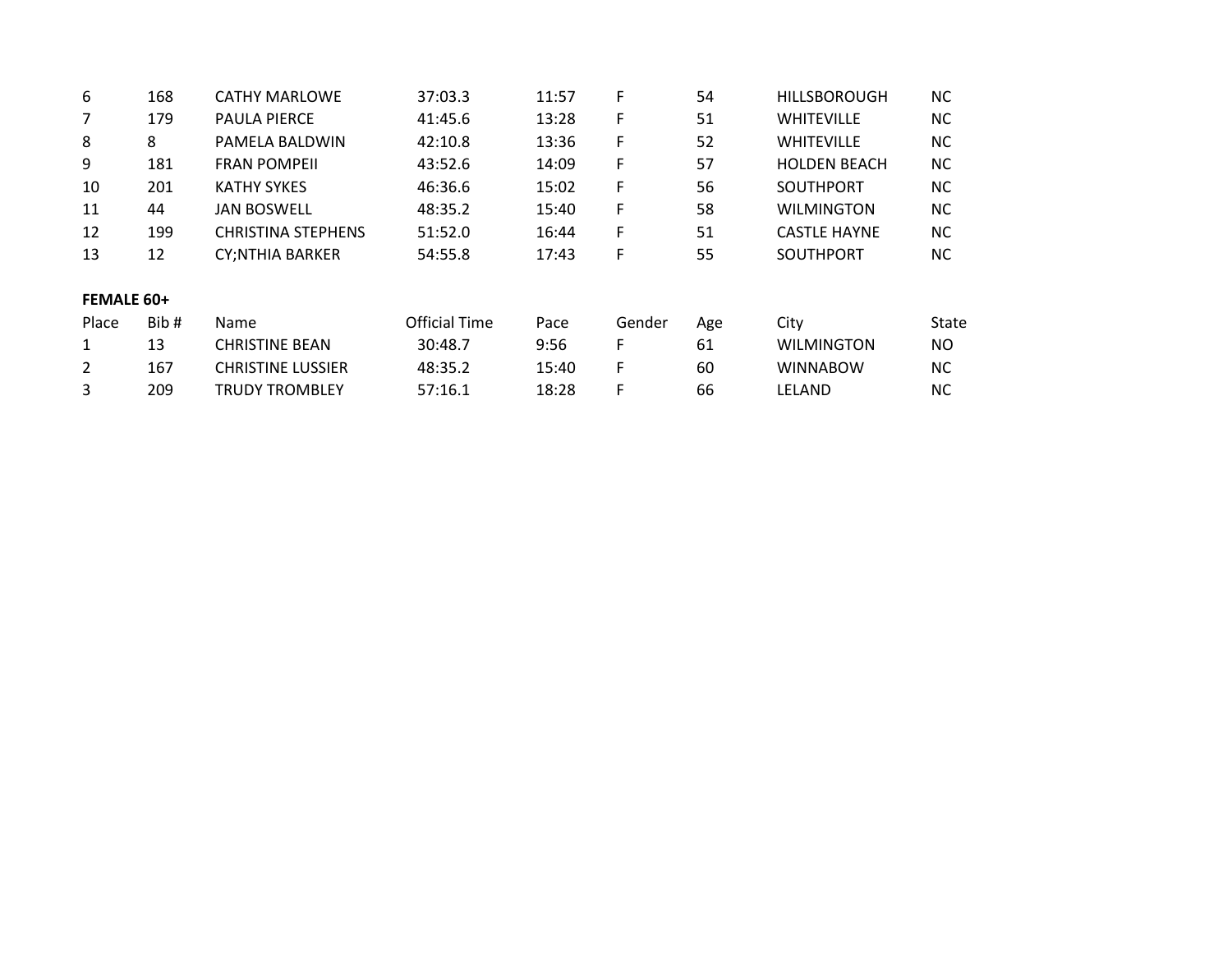| | | | | | | | | |
|---|---|---|---|---|---|---|---|---|
| 6 | 168 | CATHY MARLOWE | 37:03.3 | 11:57 | F | 54 | HILLSBOROUGH | NC |
| 7 | 179 | PAULA PIERCE | 41:45.6 | 13:28 | F | 51 | WHITEVILLE | NC |
| 8 | 8 | PAMELA BALDWIN | 42:10.8 | 13:36 | F | 52 | WHITEVILLE | NC |
| 9 | 181 | FRAN POMPEII | 43:52.6 | 14:09 | F | 57 | HOLDEN BEACH | NC |
| 10 | 201 | KATHY SYKES | 46:36.6 | 15:02 | F | 56 | SOUTHPORT | NC |
| 11 | 44 | JAN BOSWELL | 48:35.2 | 15:40 | F | 58 | WILMINGTON | NC |
| 12 | 199 | CHRISTINA STEPHENS | 51:52.0 | 16:44 | F | 51 | CASTLE HAYNE | NC |
| 13 | 12 | CY;NTHIA BARKER | 54:55.8 | 17:43 | F | 55 | SOUTHPORT | NC |

**FEMALE 60+**

| Place | Bib # | Name | Official Time | Pace | Gender | Age | City | State |
|---|---|---|---|---|---|---|---|---|
| 1 | 13 | CHRISTINE BEAN | 30:48.7 | 9:56 | F | 61 | WILMINGTON | NO |
| 2 | 167 | CHRISTINE LUSSIER | 48:35.2 | 15:40 | F | 60 | WINNABOW | NC |
| 3 | 209 | TRUDY TROMBLEY | 57:16.1 | 18:28 | F | 66 | LELAND | NC |